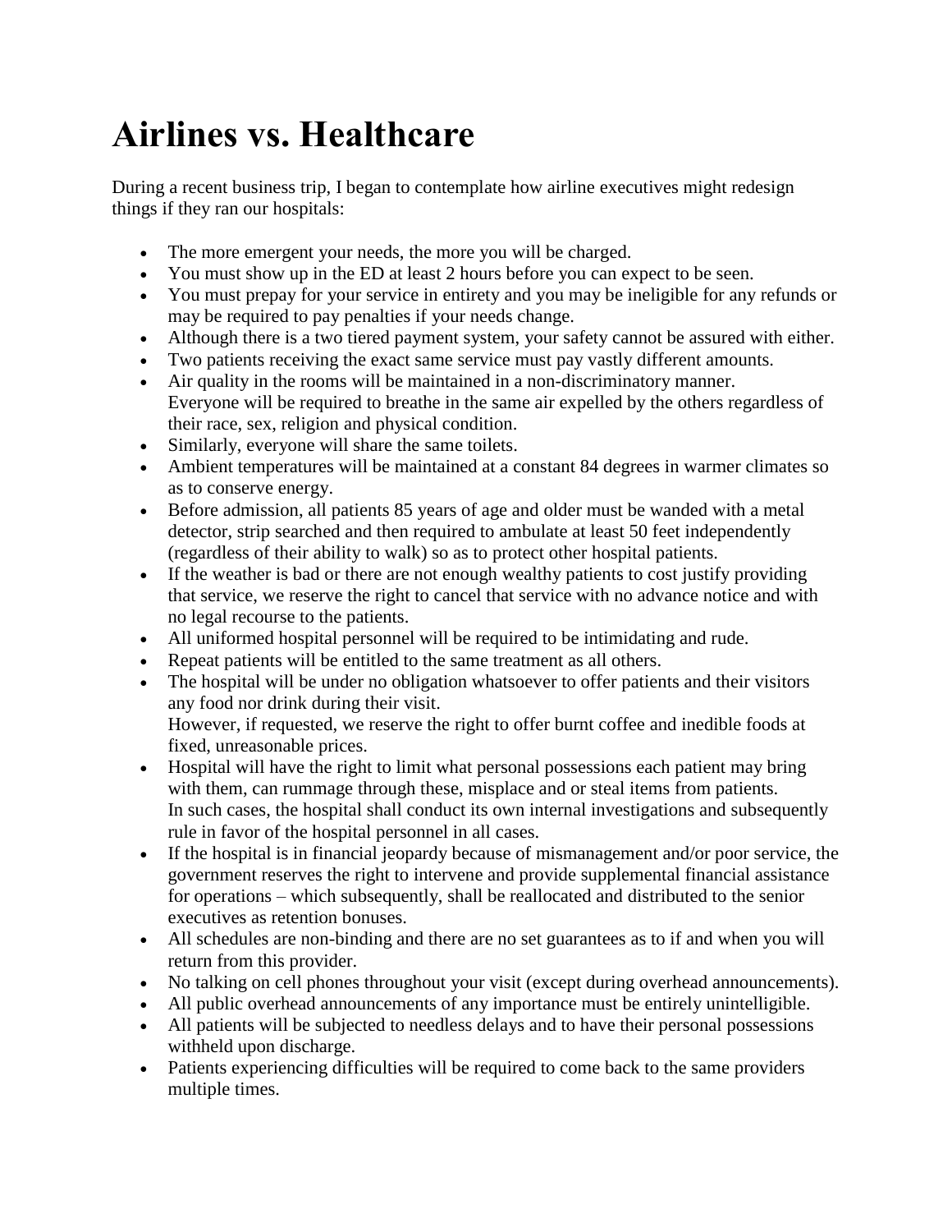# Airlines vs. Healthcare

During a recent business trip, I began to contemplate how airline executives might redesign things if they ran our hospitals:

- The more emergent your needs, the more you will be charged.
- You must show up in the ED at least 2 hours before you can expect to be seen.
- You must prepay for your service in entirety and you may be ineligible for any refunds or may be required to pay penalties if your needs change.
- Although there is a two tiered payment system, your safety cannot be assured with either.
- Two patients receiving the exact same service must pay vastly different amounts.
- Air quality in the rooms will be maintained in a non-discriminatory manner.
  Everyone will be required to breathe in the same air expelled by the others regardless of their race, sex, religion and physical condition.
- Similarly, everyone will share the same toilets.
- Ambient temperatures will be maintained at a constant 84 degrees in warmer climates so as to conserve energy.
- Before admission, all patients 85 years of age and older must be wanded with a metal detector, strip searched and then required to ambulate at least 50 feet independently (regardless of their ability to walk) so as to protect other hospital patients.
- If the weather is bad or there are not enough wealthy patients to cost justify providing that service, we reserve the right to cancel that service with no advance notice and with no legal recourse to the patients.
- All uniformed hospital personnel will be required to be intimidating and rude.
- Repeat patients will be entitled to the same treatment as all others.
- The hospital will be under no obligation whatsoever to offer patients and their visitors any food nor drink during their visit.
  However, if requested, we reserve the right to offer burnt coffee and inedible foods at fixed, unreasonable prices.
- Hospital will have the right to limit what personal possessions each patient may bring with them, can rummage through these, misplace and or steal items from patients.
  In such cases, the hospital shall conduct its own internal investigations and subsequently rule in favor of the hospital personnel in all cases.
- If the hospital is in financial jeopardy because of mismanagement and/or poor service, the government reserves the right to intervene and provide supplemental financial assistance for operations – which subsequently, shall be reallocated and distributed to the senior executives as retention bonuses.
- All schedules are non-binding and there are no set guarantees as to if and when you will return from this provider.
- No talking on cell phones throughout your visit (except during overhead announcements).
- All public overhead announcements of any importance must be entirely unintelligible.
- All patients will be subjected to needless delays and to have their personal possessions withheld upon discharge.
- Patients experiencing difficulties will be required to come back to the same providers multiple times.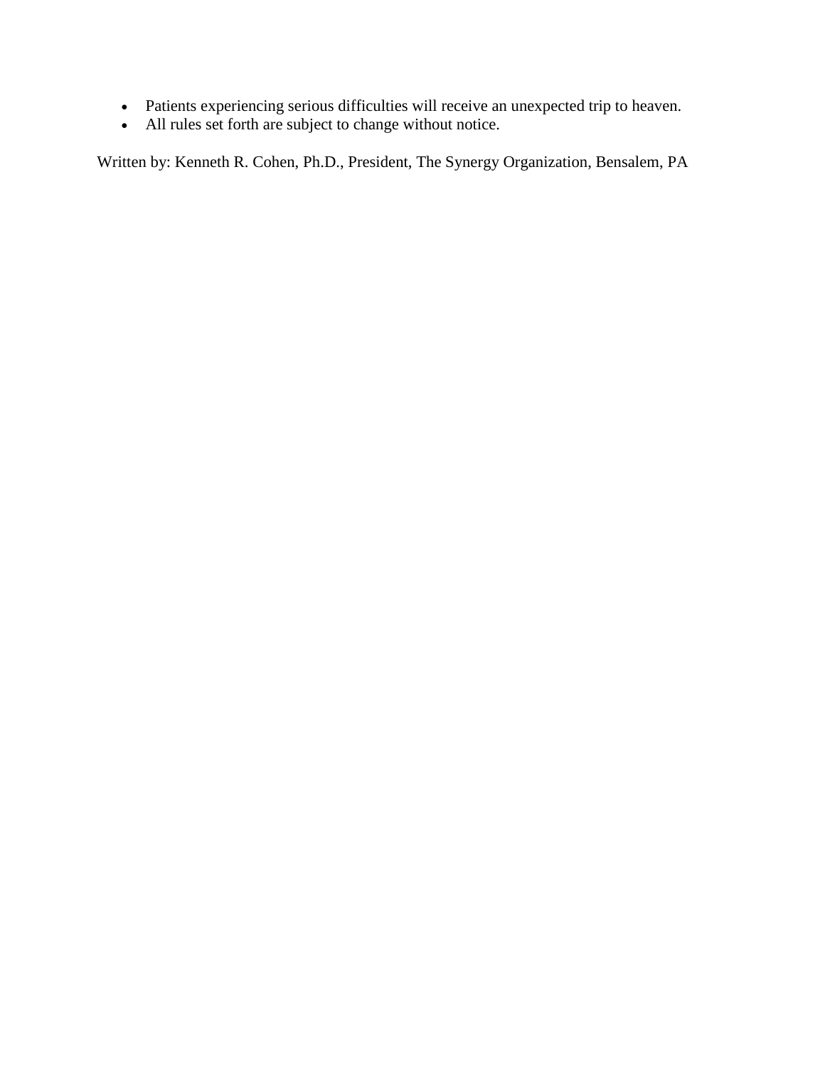- Patients experiencing serious difficulties will receive an unexpected trip to heaven.
- All rules set forth are subject to change without notice.

Written by: Kenneth R. Cohen, Ph.D., President, The Synergy Organization, Bensalem, PA